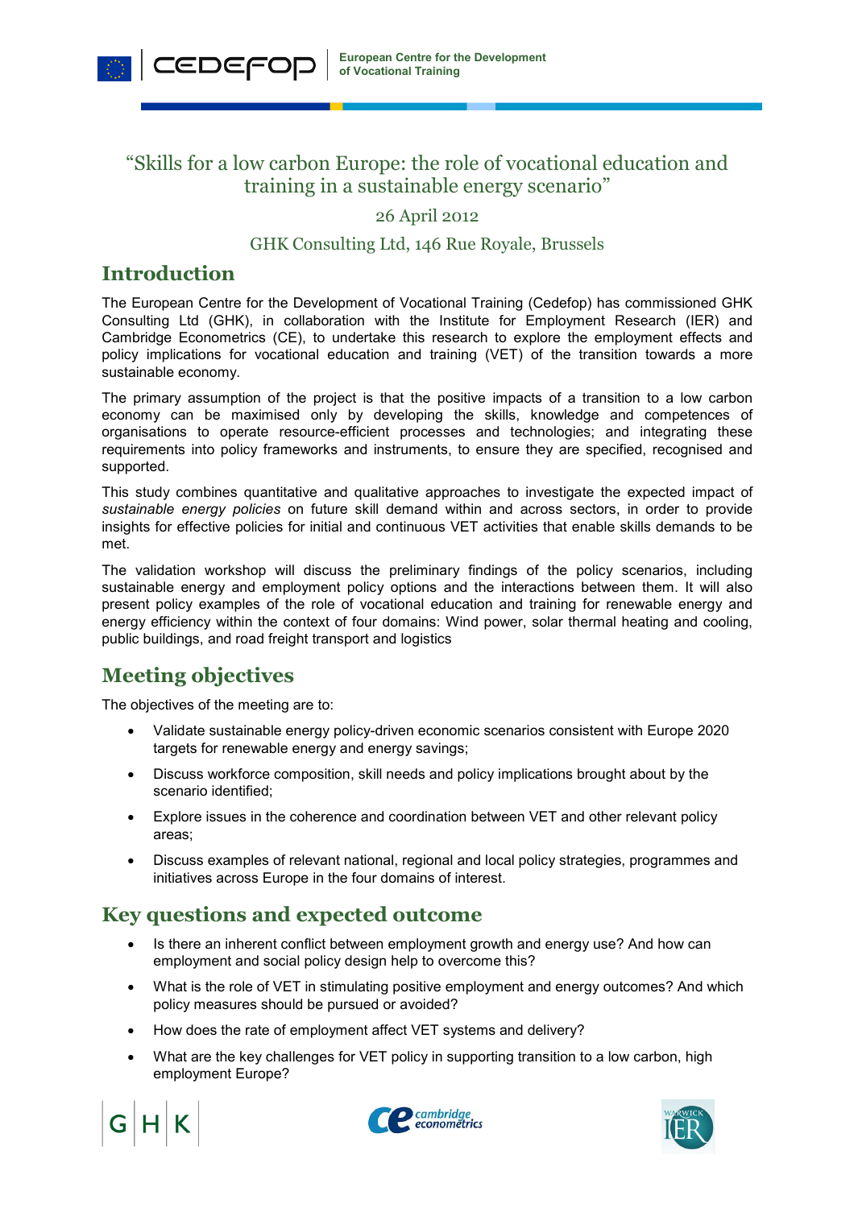# "Skills for a low carbon Europe: the role of vocational education and training in a sustainable energy scenario"

26 April 2012

GHK Consulting Ltd, 146 Rue Royale, Brussels

## Introduction

The European Centre for the Development of Vocational Training (Cedefop) has commissioned GHK Consulting Ltd (GHK), in collaboration with the Institute for Employment Research (IER) and Cambridge Econometrics (CE), to undertake this research to explore the employment effects and policy implications for vocational education and training (VET) of the transition towards a more sustainable economy.

The primary assumption of the project is that the positive impacts of a transition to a low carbon economy can be maximised only by developing the skills, knowledge and competences of organisations to operate resource-efficient processes and technologies; and integrating these requirements into policy frameworks and instruments, to ensure they are specified, recognised and supported.

This study combines quantitative and qualitative approaches to investigate the expected impact of *sustainable energy policies* on future skill demand within and across sectors, in order to provide insights for effective policies for initial and continuous VET activities that enable skills demands to be met.

The validation workshop will discuss the preliminary findings of the policy scenarios, including sustainable energy and employment policy options and the interactions between them. It will also present policy examples of the role of vocational education and training for renewable energy and energy efficiency within the context of four domains: Wind power, solar thermal heating and cooling, public buildings, and road freight transport and logistics

## Meeting objectives

The objectives of the meeting are to:

- Validate sustainable energy policy-driven economic scenarios consistent with Europe 2020 targets for renewable energy and energy savings;
- Discuss workforce composition, skill needs and policy implications brought about by the scenario identified;
- Explore issues in the coherence and coordination between VET and other relevant policy areas;
- Discuss examples of relevant national, regional and local policy strategies, programmes and initiatives across Europe in the four domains of interest.

## Key questions and expected outcome

- Is there an inherent conflict between employment growth and energy use? And how can employment and social policy design help to overcome this?
- What is the role of VET in stimulating positive employment and energy outcomes? And which policy measures should be pursued or avoided?
- How does the rate of employment affect VET systems and delivery?
- What are the key challenges for VET policy in supporting transition to a low carbon, high employment Europe?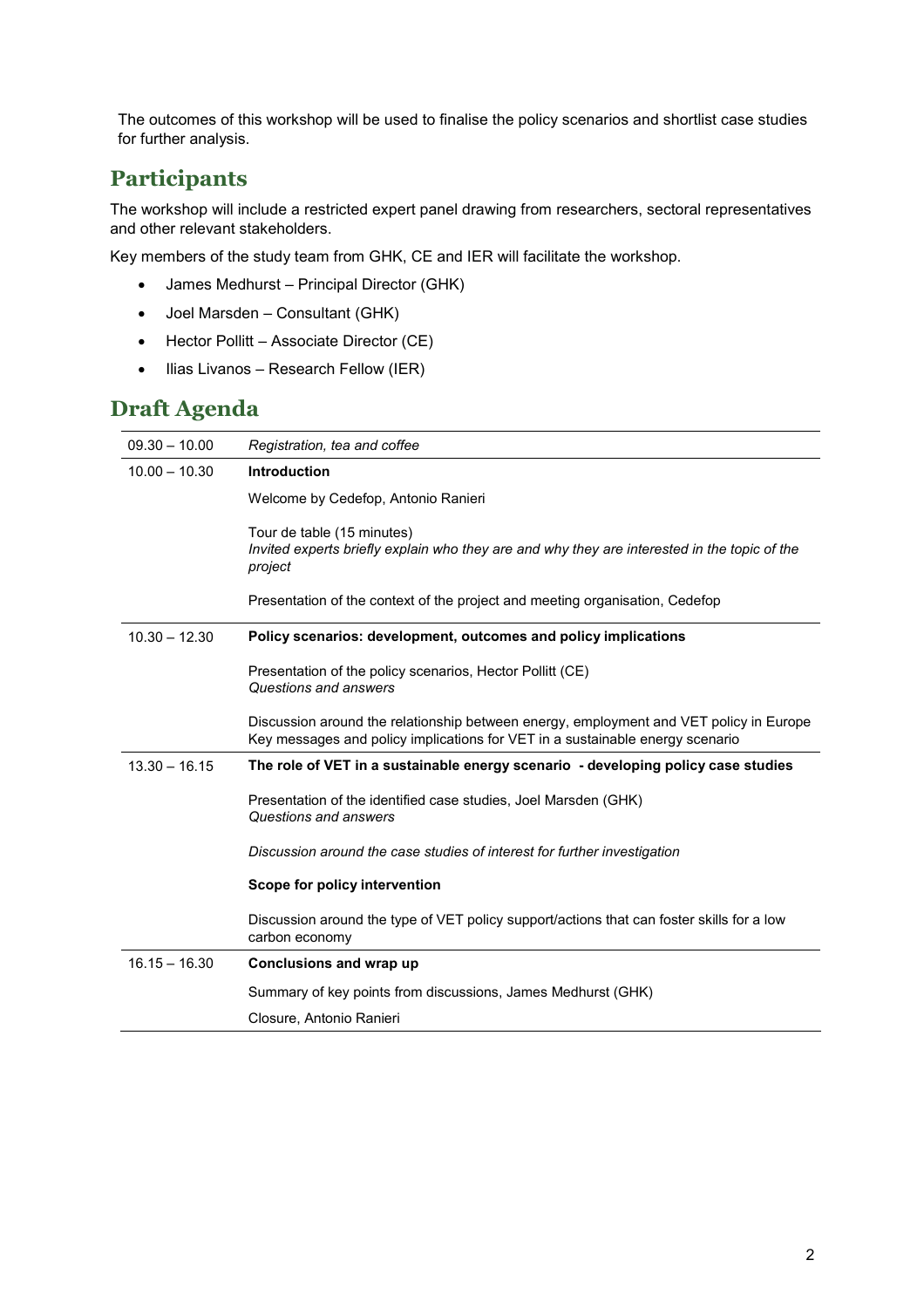The outcomes of this workshop will be used to finalise the policy scenarios and shortlist case studies for further analysis.

## Participants

The workshop will include a restricted expert panel drawing from researchers, sectoral representatives and other relevant stakeholders.

Key members of the study team from GHK, CE and IER will facilitate the workshop.

- James Medhurst – Principal Director (GHK)
- Joel Marsden – Consultant (GHK)
- Hector Pollitt – Associate Director (CE)
- Ilias Livanos – Research Fellow (IER)

## Draft Agenda

| | |
|---|---|
| 09.30 – 10.00 | *Registration, tea and coffee* |
| 10.00 – 10.30 | **Introduction**<br>Welcome by Cedefop, Antonio Ranieri<br>Tour de table (15 minutes)<br>*Invited experts briefly explain who they are and why they are interested in the topic of the project*<br>Presentation of the context of the project and meeting organisation, Cedefop |
| 10.30 – 12.30 | **Policy scenarios: development, outcomes and policy implications**<br>Presentation of the policy scenarios, Hector Pollitt (CE)<br>*Questions and answers*<br>Discussion around the relationship between energy, employment and VET policy in Europe<br>Key messages and policy implications for VET in a sustainable energy scenario |
| 13.30 – 16.15 | **The role of VET in a sustainable energy scenario - developing policy case studies**<br>Presentation of the identified case studies, Joel Marsden (GHK)<br>*Questions and answers*<br>*Discussion around the case studies of interest for further investigation*<br>**Scope for policy intervention**<br>Discussion around the type of VET policy support/actions that can foster skills for a low carbon economy |
| 16.15 – 16.30 | **Conclusions and wrap up**<br>Summary of key points from discussions, James Medhurst (GHK)<br>Closure, Antonio Ranieri |